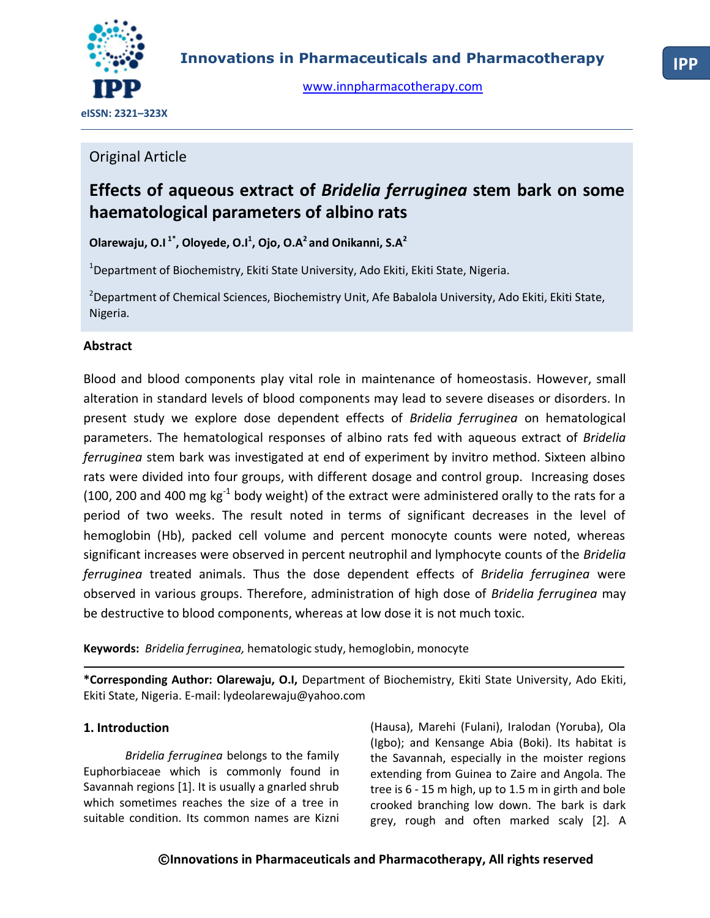Original Article

# Effects of aqueous extract of *Bridelia ferruginea* stem bark on some haematological parameters of albino rats

**Olarewaju, O.I [1*], Oloyede, O.I[1], Ojo, O.A[2] and Onikanni, S.A[2]**

[1]Department of Biochemistry, Ekiti State University, Ado Ekiti, Ekiti State, Nigeria.

[2]Department of Chemical Sciences, Biochemistry Unit, Afe Babalola University, Ado Ekiti, Ekiti State, Nigeria.

## Abstract

Blood and blood components play vital role in maintenance of homeostasis. However, small alteration in standard levels of blood components may lead to severe diseases or disorders. In present study we explore dose dependent effects of *Bridelia ferruginea* on hematological parameters. The hematological responses of albino rats fed with aqueous extract of *Bridelia ferruginea* stem bark was investigated at end of experiment by invitro method. Sixteen albino rats were divided into four groups, with different dosage and control group. Increasing doses (100, 200 and 400 mg $kg^{-1}$ body weight) of the extract were administered orally to the rats for a period of two weeks. The result noted in terms of significant decreases in the level of hemoglobin (Hb), packed cell volume and percent monocyte counts were noted, whereas significant increases were observed in percent neutrophil and lymphocyte counts of the *Bridelia ferruginea* treated animals. Thus the dose dependent effects of *Bridelia ferruginea* were observed in various groups. Therefore, administration of high dose of *Bridelia ferruginea* may be destructive to blood components, whereas at low dose it is not much toxic.

**Keywords:** *Bridelia ferruginea,* hematologic study, hemoglobin, monocyte

**\*Corresponding Author: Olarewaju, O.I,** Department of Biochemistry, Ekiti State University, Ado Ekiti, Ekiti State, Nigeria. E-mail: lydeolarewaju@yahoo.com

## 1. Introduction

*Bridelia ferruginea* belongs to the family Euphorbiaceae which is commonly found in Savannah regions [1]. It is usually a gnarled shrub which sometimes reaches the size of a tree in suitable condition. Its common names are Kizni (Hausa), Marehi (Fulani), Iralodan (Yoruba), Ola (Igbo); and Kensange Abia (Boki). Its habitat is the Savannah, especially in the moister regions extending from Guinea to Zaire and Angola. The tree is 6 - 15 m high, up to 1.5 m in girth and bole crooked branching low down. The bark is dark grey, rough and often marked scaly [2]. A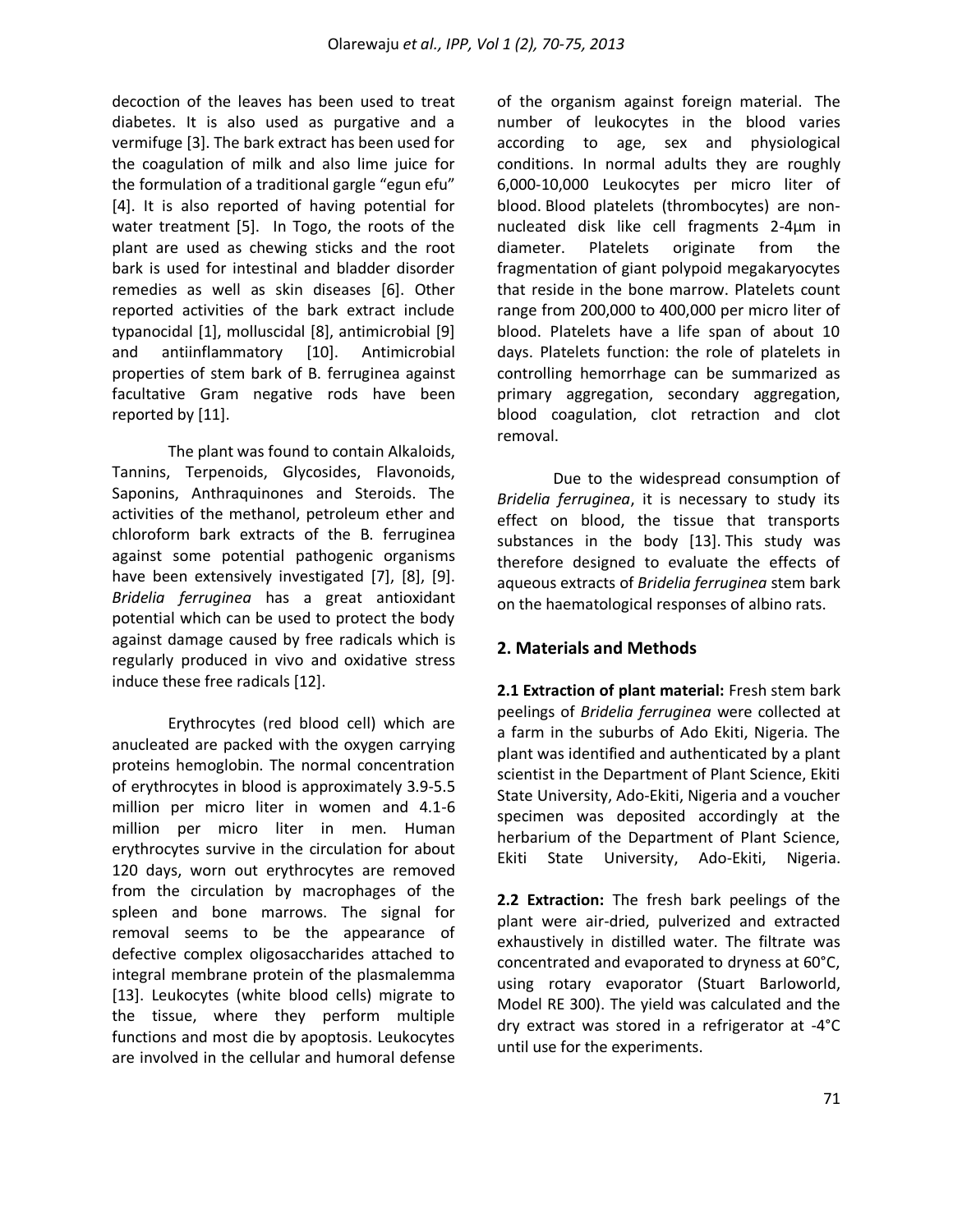decoction of the leaves has been used to treat diabetes. It is also used as purgative and a vermifuge [3]. The bark extract has been used for the coagulation of milk and also lime juice for the formulation of a traditional gargle "egun efu" [4]. It is also reported of having potential for water treatment [5]. In Togo, the roots of the plant are used as chewing sticks and the root bark is used for intestinal and bladder disorder remedies as well as skin diseases [6]. Other reported activities of the bark extract include typanocidal [1], molluscidal [8], antimicrobial [9] and antiinflammatory [10]. Antimicrobial properties of stem bark of B. ferruginea against facultative Gram negative rods have been reported by [11].

The plant was found to contain Alkaloids, Tannins, Terpenoids, Glycosides, Flavonoids, Saponins, Anthraquinones and Steroids. The activities of the methanol, petroleum ether and chloroform bark extracts of the B. ferruginea against some potential pathogenic organisms have been extensively investigated [7], [8], [9]. *Bridelia ferruginea* has a great antioxidant potential which can be used to protect the body against damage caused by free radicals which is regularly produced in vivo and oxidative stress induce these free radicals [12].

Erythrocytes (red blood cell) which are anucleated are packed with the oxygen carrying proteins hemoglobin. The normal concentration of erythrocytes in blood is approximately 3.9-5.5 million per micro liter in women and 4.1-6 million per micro liter in men. Human erythrocytes survive in the circulation for about 120 days, worn out erythrocytes are removed from the circulation by macrophages of the spleen and bone marrows. The signal for removal seems to be the appearance of defective complex oligosaccharides attached to integral membrane protein of the plasmalemma [13]. Leukocytes (white blood cells) migrate to the tissue, where they perform multiple functions and most die by apoptosis. Leukocytes are involved in the cellular and humoral defense of the organism against foreign material. The number of leukocytes in the blood varies according to age, sex and physiological conditions. In normal adults they are roughly 6,000-10,000 Leukocytes per micro liter of blood. Blood platelets (thrombocytes) are non-nucleated disk like cell fragments 2-4µm in diameter. Platelets originate from the fragmentation of giant polypoid megakaryocytes that reside in the bone marrow. Platelets count range from 200,000 to 400,000 per micro liter of blood. Platelets have a life span of about 10 days. Platelets function: the role of platelets in controlling hemorrhage can be summarized as primary aggregation, secondary aggregation, blood coagulation, clot retraction and clot removal.

Due to the widespread consumption of *Bridelia ferruginea*, it is necessary to study its effect on blood, the tissue that transports substances in the body [13]. This study was therefore designed to evaluate the effects of aqueous extracts of *Bridelia ferruginea* stem bark on the haematological responses of albino rats.

## 2. Materials and Methods

**2.1 Extraction of plant material:** Fresh stem bark peelings of *Bridelia ferruginea* were collected at a farm in the suburbs of Ado Ekiti, Nigeria. The plant was identified and authenticated by a plant scientist in the Department of Plant Science, Ekiti State University, Ado-Ekiti, Nigeria and a voucher specimen was deposited accordingly at the herbarium of the Department of Plant Science, Ekiti State University, Ado-Ekiti, Nigeria.

**2.2 Extraction:** The fresh bark peelings of the plant were air-dried, pulverized and extracted exhaustively in distilled water. The filtrate was concentrated and evaporated to dryness at 60°C, using rotary evaporator (Stuart Barloworld, Model RE 300). The yield was calculated and the dry extract was stored in a refrigerator at -4°C until use for the experiments.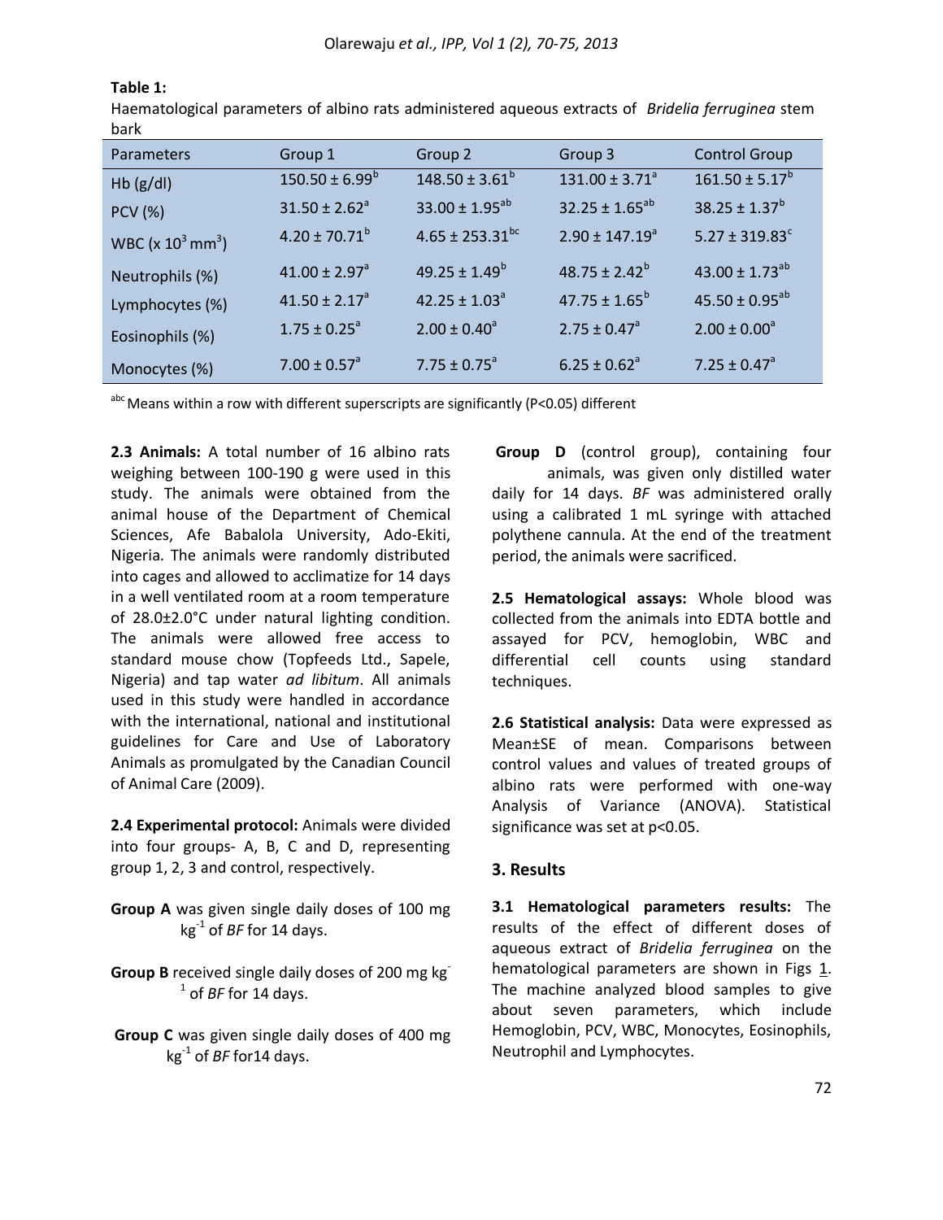**Table 1:**
Haematological parameters of albino rats administered aqueous extracts of *Bridelia ferruginea* stem bark

| Parameters | Group 1 | Group 2 | Group 3 | Control Group |
|---|---|---|---|---|
| Hb (g/dl) | $150.50 \pm 6.99^{b}$ | $148.50 \pm 3.61^{b}$ | $131.00 \pm 3.71^{a}$ | $161.50 \pm 5.17^{b}$ |
| PCV (%) | $31.50 \pm 2.62^{a}$ | $33.00 \pm 1.95^{ab}$ | $32.25 \pm 1.65^{ab}$ | $38.25 \pm 1.37^{b}$ |
| WBC (x $10^3$ $mm^3$) | $4.20 \pm 70.71^{b}$ | $4.65 \pm 253.31^{bc}$ | $2.90 \pm 147.19^{a}$ | $5.27 \pm 319.83^{c}$ |
| Neutrophils (%) | $41.00 \pm 2.97^{a}$ | $49.25 \pm 1.49^{b}$ | $48.75 \pm 2.42^{b}$ | $43.00 \pm 1.73^{ab}$ |
| Lymphocytes (%) | $41.50 \pm 2.17^{a}$ | $42.25 \pm 1.03^{a}$ | $47.75 \pm 1.65^{b}$ | $45.50 \pm 0.95^{ab}$ |
| Eosinophils (%) | $1.75 \pm 0.25^{a}$ | $2.00 \pm 0.40^{a}$ | $2.75 \pm 0.47^{a}$ | $2.00 \pm 0.00^{a}$ |
| Monocytes (%) | $7.00 \pm 0.57^{a}$ | $7.75 \pm 0.75^{a}$ | $6.25 \pm 0.62^{a}$ | $7.25 \pm 0.47^{a}$ |

[abc] Means within a row with different superscripts are significantly (P<0.05) different

**2.3 Animals:** A total number of 16 albino rats weighing between 100-190 g were used in this study. The animals were obtained from the animal house of the Department of Chemical Sciences, Afe Babalola University, Ado-Ekiti, Nigeria. The animals were randomly distributed into cages and allowed to acclimatize for 14 days in a well ventilated room at a room temperature of 28.0±2.0°C under natural lighting condition. The animals were allowed free access to standard mouse chow (Topfeeds Ltd., Sapele, Nigeria) and tap water *ad libitum*. All animals used in this study were handled in accordance with the international, national and institutional guidelines for Care and Use of Laboratory Animals as promulgated by the Canadian Council of Animal Care (2009).

**2.4 Experimental protocol:** Animals were divided into four groups- A, B, C and D, representing group 1, 2, 3 and control, respectively.

**Group A** was given single daily doses of 100 mg $kg^{-1}$ of *BF* for 14 days.

**Group B** received single daily doses of 200 mg $kg^{-1}$ of *BF* for 14 days.

**Group C** was given single daily doses of 400 mg $kg^{-1}$ of *BF* for14 days.

**Group D** (control group), containing four animals, was given only distilled water daily for 14 days. *BF* was administered orally using a calibrated 1 mL syringe with attached polythene cannula. At the end of the treatment period, the animals were sacrificed.

**2.5 Hematological assays:** Whole blood was collected from the animals into EDTA bottle and assayed for PCV, hemoglobin, WBC and differential cell counts using standard techniques.

**2.6 Statistical analysis:** Data were expressed as Mean±SE of mean. Comparisons between control values and values of treated groups of albino rats were performed with one-way Analysis of Variance (ANOVA). Statistical significance was set at p<0.05.

## 3. Results

**3.1 Hematological parameters results:** The results of the effect of different doses of aqueous extract of *Bridelia ferruginea* on the hematological parameters are shown in Figs 1. The machine analyzed blood samples to give about seven parameters, which include Hemoglobin, PCV, WBC, Monocytes, Eosinophils, Neutrophil and Lymphocytes.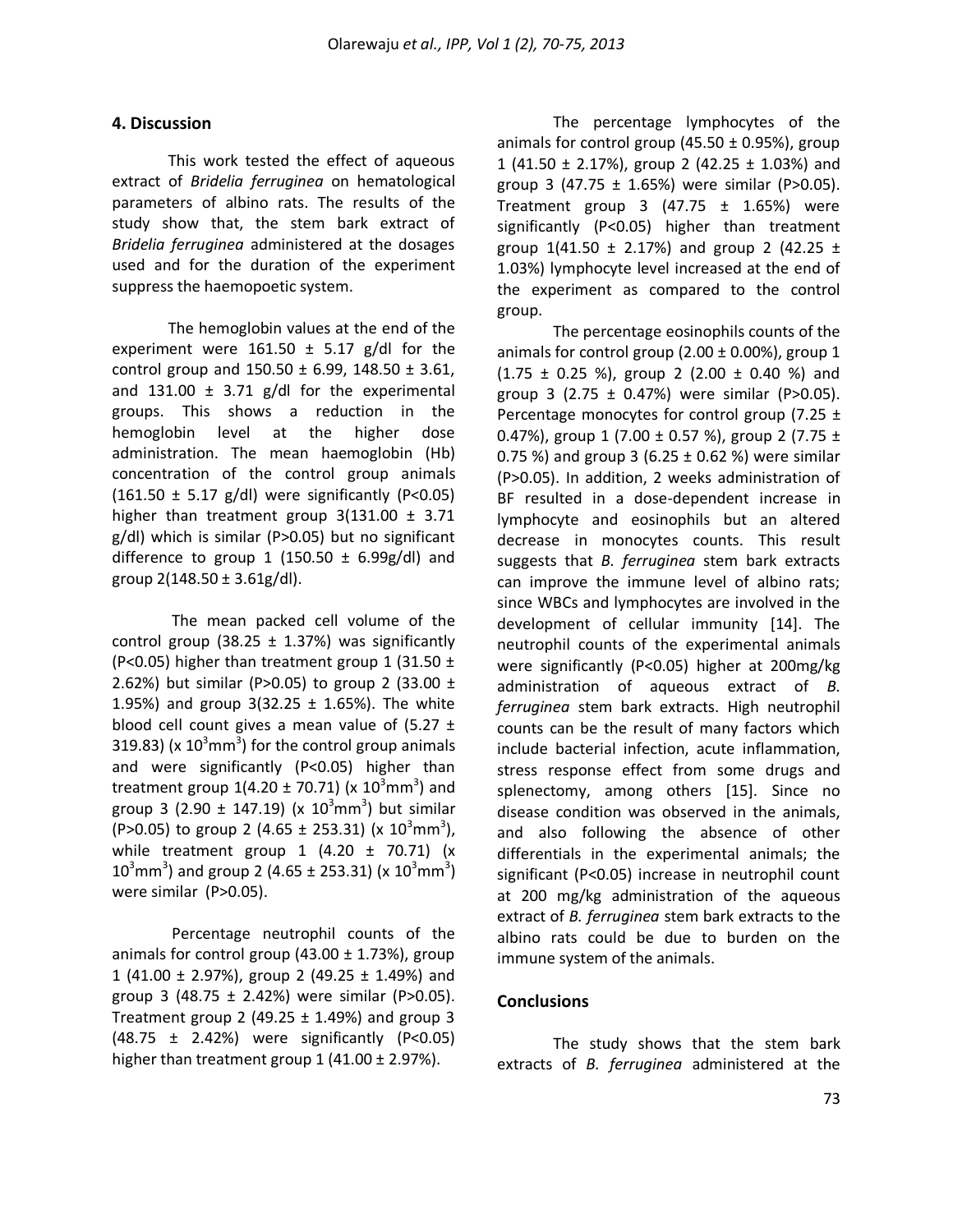## 4. Discussion

This work tested the effect of aqueous extract of *Bridelia ferruginea* on hematological parameters of albino rats. The results of the study show that, the stem bark extract of *Bridelia ferruginea* administered at the dosages used and for the duration of the experiment suppress the haemopoetic system.

The hemoglobin values at the end of the experiment were 161.50 ± 5.17 g/dl for the control group and 150.50 ± 6.99, 148.50 ± 3.61, and 131.00 ± 3.71 g/dl for the experimental groups. This shows a reduction in the hemoglobin level at the higher dose administration. The mean haemoglobin (Hb) concentration of the control group animals (161.50 ± 5.17 g/dl) were significantly (P<0.05) higher than treatment group 3(131.00 ± 3.71 g/dl) which is similar (P>0.05) but no significant difference to group 1 (150.50 ± 6.99g/dl) and group 2(148.50 ± 3.61g/dl).

The mean packed cell volume of the control group (38.25 ± 1.37%) was significantly (P<0.05) higher than treatment group 1 (31.50 ± 2.62%) but similar (P>0.05) to group 2 (33.00 ± 1.95%) and group 3(32.25 ± 1.65%). The white blood cell count gives a mean value of (5.27 ± 319.83) (x $10^3mm^3$) for the control group animals and were significantly (P<0.05) higher than treatment group 1(4.20 ± 70.71) (x $10^3mm^3$) and group 3 (2.90 ± 147.19) (x $10^3mm^3$) but similar (P>0.05) to group 2 (4.65 ± 253.31) (x $10^3mm^3$), while treatment group 1 (4.20 ± 70.71) (x $10^3mm^3$) and group 2 (4.65 ± 253.31) (x $10^3mm^3$) were similar (P>0.05).

Percentage neutrophil counts of the animals for control group (43.00 ± 1.73%), group 1 (41.00 ± 2.97%), group 2 (49.25 ± 1.49%) and group 3 (48.75 ± 2.42%) were similar (P>0.05). Treatment group 2 (49.25 ± 1.49%) and group 3 (48.75 ± 2.42%) were significantly (P<0.05) higher than treatment group 1 (41.00 ± 2.97%).

The percentage lymphocytes of the animals for control group (45.50 ± 0.95%), group 1 (41.50 ± 2.17%), group 2 (42.25 ± 1.03%) and group 3 (47.75 ± 1.65%) were similar (P>0.05). Treatment group 3 (47.75 ± 1.65%) were significantly (P<0.05) higher than treatment group 1(41.50 ± 2.17%) and group 2 (42.25 ± 1.03%) lymphocyte level increased at the end of the experiment as compared to the control group.

The percentage eosinophils counts of the animals for control group (2.00 ± 0.00%), group 1 (1.75 ± 0.25 %), group 2 (2.00 ± 0.40 %) and group 3 (2.75 ± 0.47%) were similar (P>0.05). Percentage monocytes for control group (7.25 ± 0.47%), group 1 (7.00 ± 0.57 %), group 2 (7.75 ± 0.75 %) and group 3 (6.25 ± 0.62 %) were similar (P>0.05). In addition, 2 weeks administration of BF resulted in a dose-dependent increase in lymphocyte and eosinophils but an altered decrease in monocytes counts. This result suggests that *B. ferruginea* stem bark extracts can improve the immune level of albino rats; since WBCs and lymphocytes are involved in the development of cellular immunity [14]. The neutrophil counts of the experimental animals were significantly (P<0.05) higher at 200mg/kg administration of aqueous extract of *B. ferruginea* stem bark extracts. High neutrophil counts can be the result of many factors which include bacterial infection, acute inflammation, stress response effect from some drugs and splenectomy, among others [15]. Since no disease condition was observed in the animals, and also following the absence of other differentials in the experimental animals; the significant (P<0.05) increase in neutrophil count at 200 mg/kg administration of the aqueous extract of *B. ferruginea* stem bark extracts to the albino rats could be due to burden on the immune system of the animals.

## Conclusions

The study shows that the stem bark extracts of *B. ferruginea* administered at the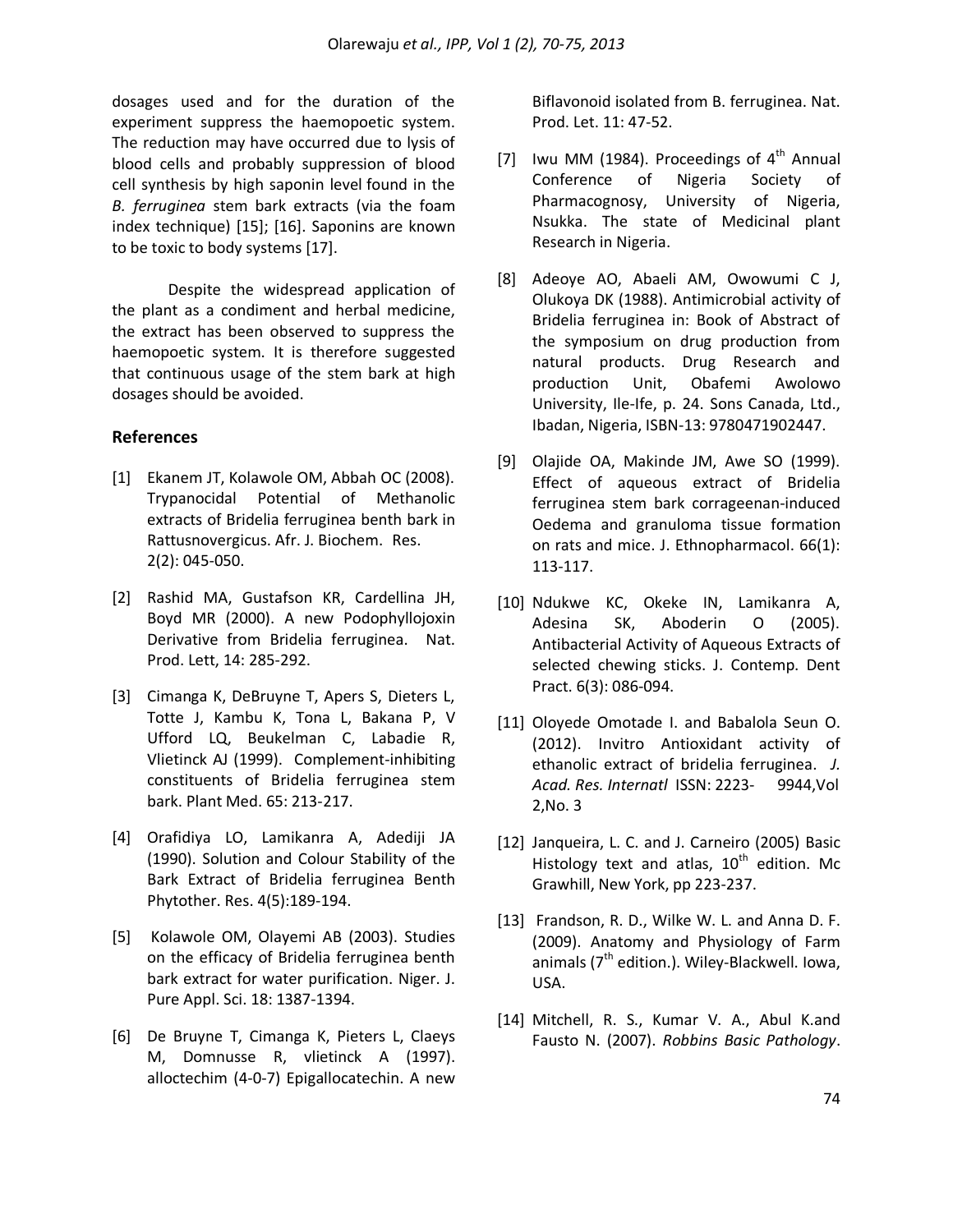dosages used and for the duration of the experiment suppress the haemopoetic system. The reduction may have occurred due to lysis of blood cells and probably suppression of blood cell synthesis by high saponin level found in the *B. ferruginea* stem bark extracts (via the foam index technique) [15]; [16]. Saponins are known to be toxic to body systems [17].

Despite the widespread application of the plant as a condiment and herbal medicine, the extract has been observed to suppress the haemopoetic system. It is therefore suggested that continuous usage of the stem bark at high dosages should be avoided.

## References

[1] Ekanem JT, Kolawole OM, Abbah OC (2008). Trypanocidal Potential of Methanolic extracts of Bridelia ferruginea benth bark in Rattusnovergicus. Afr. J. Biochem. Res. 2(2): 045-050.

[2] Rashid MA, Gustafson KR, Cardellina JH, Boyd MR (2000). A new Podophyllojoxin Derivative from Bridelia ferruginea. Nat. Prod. Lett, 14: 285-292.

[3] Cimanga K, DeBruyne T, Apers S, Dieters L, Totte J, Kambu K, Tona L, Bakana P, V Ufford LQ, Beukelman C, Labadie R, Vlietinck AJ (1999). Complement-inhibiting constituents of Bridelia ferruginea stem bark. Plant Med. 65: 213-217.

[4] Orafidiya LO, Lamikanra A, Adediji JA (1990). Solution and Colour Stability of the Bark Extract of Bridelia ferruginea Benth Phytother. Res. 4(5):189-194.

[5] Kolawole OM, Olayemi AB (2003). Studies on the efficacy of Bridelia ferruginea benth bark extract for water purification. Niger. J. Pure Appl. Sci. 18: 1387-1394.

[6] De Bruyne T, Cimanga K, Pieters L, Claeys M, Domnusse R, vlietinck A (1997). alloctechim (4-0-7) Epigallocatechin. A new Biflavonoid isolated from B. ferruginea. Nat. Prod. Let. 11: 47-52.

[7] Iwu MM (1984). Proceedings of 4th Annual Conference of Nigeria Society of Pharmacognosy, University of Nigeria, Nsukka. The state of Medicinal plant Research in Nigeria.

[8] Adeoye AO, Abaeli AM, Owowumi C J, Olukoya DK (1988). Antimicrobial activity of Bridelia ferruginea in: Book of Abstract of the symposium on drug production from natural products. Drug Research and production Unit, Obafemi Awolowo University, Ile-Ife, p. 24. Sons Canada, Ltd., Ibadan, Nigeria, ISBN-13: 9780471902447.

[9] Olajide OA, Makinde JM, Awe SO (1999). Effect of aqueous extract of Bridelia ferruginea stem bark corrageenan-induced Oedema and granuloma tissue formation on rats and mice. J. Ethnopharmacol. 66(1): 113-117.

[10] Ndukwe KC, Okeke IN, Lamikanra A, Adesina SK, Aboderin O (2005). Antibacterial Activity of Aqueous Extracts of selected chewing sticks. J. Contemp. Dent Pract. 6(3): 086-094.

[11] Oloyede Omotade I. and Babalola Seun O. (2012). Invitro Antioxidant activity of ethanolic extract of bridelia ferruginea. *J. Acad. Res. Internatl* ISSN: 2223- 9944,Vol 2,No. 3

[12] Janqueira, L. C. and J. Carneiro (2005) Basic Histology text and atlas, 10th edition. Mc Grawhill, New York, pp 223-237.

[13] Frandson, R. D., Wilke W. L. and Anna D. F. (2009). Anatomy and Physiology of Farm animals (7th edition.). Wiley-Blackwell. Iowa, USA.

[14] Mitchell, R. S., Kumar V. A., Abul K.and Fausto N. (2007). *Robbins Basic Pathology*.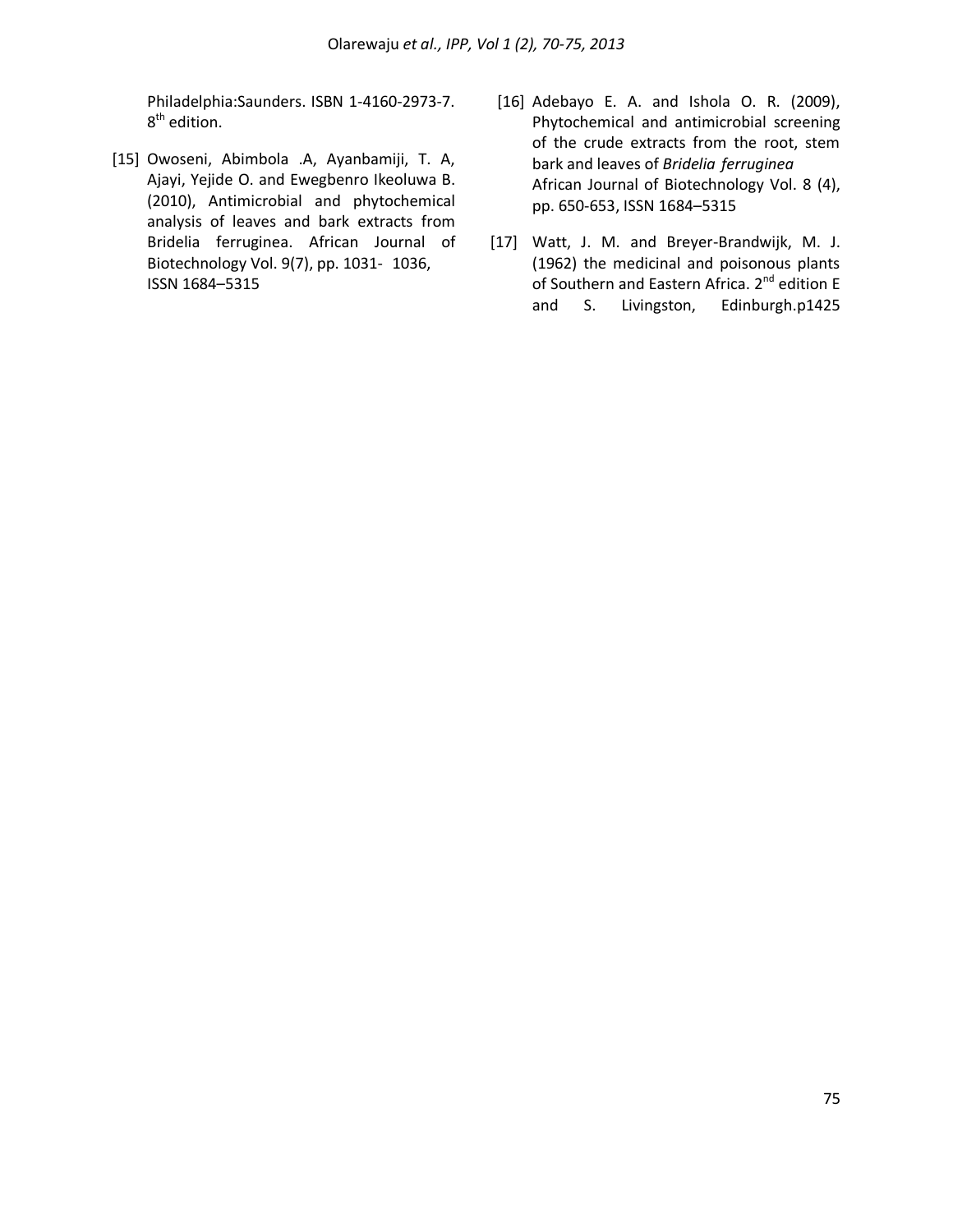Philadelphia:Saunders. ISBN 1-4160-2973-7. 8th edition.

[15] Owoseni, Abimbola .A, Ayanbamiji, T. A, Ajayi, Yejide O. and Ewegbenro Ikeoluwa B. (2010), Antimicrobial and phytochemical analysis of leaves and bark extracts from Bridelia ferruginea. African Journal of Biotechnology Vol. 9(7), pp. 1031- 1036, ISSN 1684–5315

[16] Adebayo E. A. and Ishola O. R. (2009), Phytochemical and antimicrobial screening of the crude extracts from the root, stem bark and leaves of *Bridelia ferruginea* African Journal of Biotechnology Vol. 8 (4), pp. 650-653, ISSN 1684–5315

[17] Watt, J. M. and Breyer-Brandwijk, M. J. (1962) the medicinal and poisonous plants of Southern and Eastern Africa. 2nd edition E and S. Livingston, Edinburgh.p1425